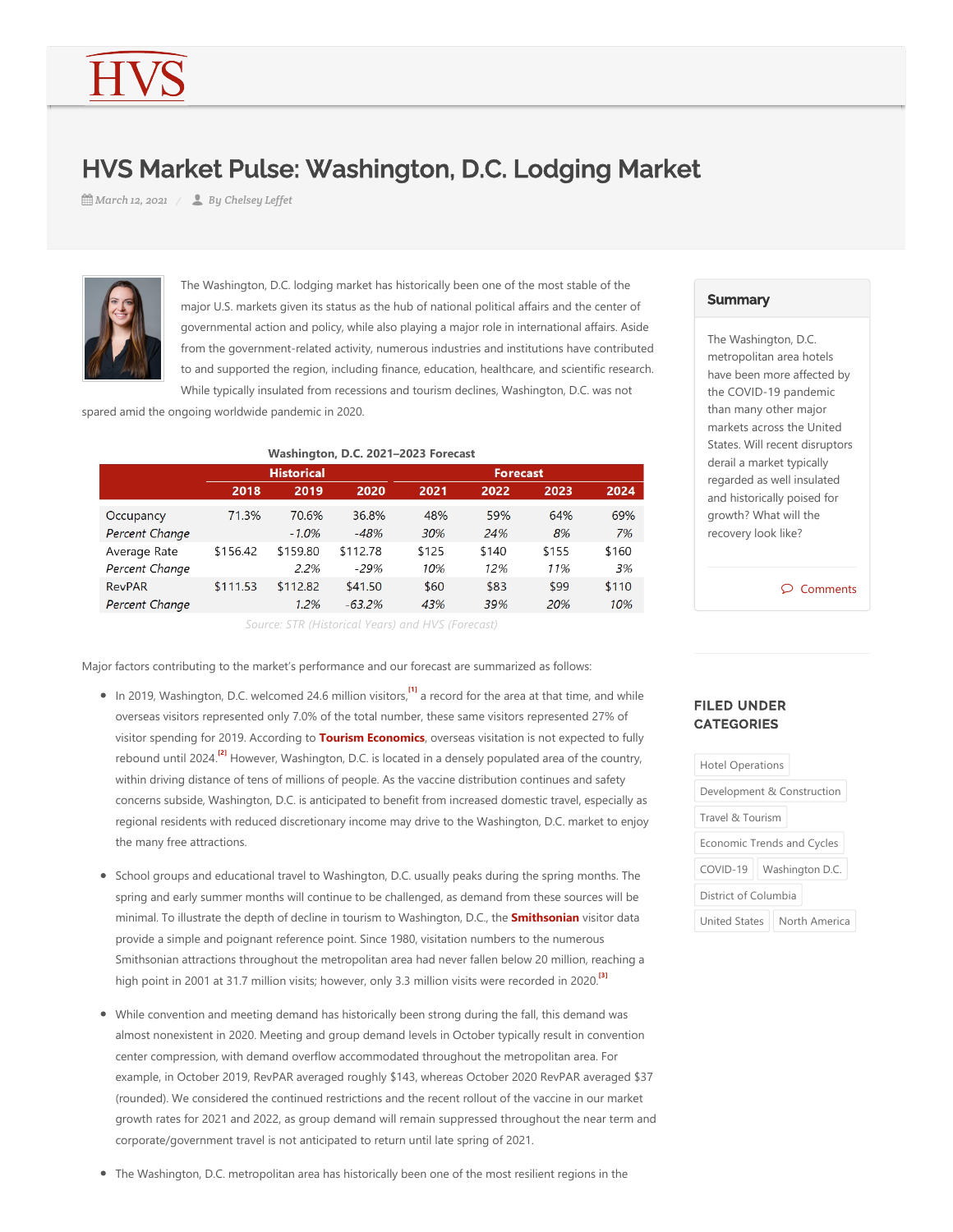# HVS Market Pulse: Washington, D.C. Lodging Market

March 12, 2021 / By Chelsey Leffet

The Washington, D.C. lodging market has historically been one of the most stable of the major U.S. markets given its status as the hub of national political affairs and the center of governmental action and policy, while also playing a major role in international affairs. Aside from the government-related activity, numerous industries and institutions have contributed to and supported the region, including finance, education, healthcare, and scientific research. While typically insulated from recessions and tourism declines, Washington, D.C. was not spared amid the ongoing worldwide pandemic in 2020.

**Washington, D.C. 2021–2023 Forecast**

| | Historical | | | Forecast | | | |
|---|---|---|---|---|---|---|---|
| | 2018 | 2019 | 2020 | 2021 | 2022 | 2023 | 2024 |
| Occupancy | 71.3% | 70.6% | 36.8% | 48% | 59% | 64% | 69% |
| *Percent Change* | | *-1.0%* | *-48%* | *30%* | *24%* | *8%* | *7%* |
| Average Rate | $156.42 | $159.80 | $112.78 | $125 | $140 | $155 | $160 |
| *Percent Change* | | *2.2%* | *-29%* | *10%* | *12%* | *11%* | *3%* |
| RevPAR | $111.53 | $112.82 | $41.50 | $60 | $83 | $99 | $110 |
| *Percent Change* | | *1.2%* | *-63.2%* | *43%* | *39%* | *20%* | *10%* |

*Source: STR (Historical Years) and HVS (Forecast)*

Major factors contributing to the market's performance and our forecast are summarized as follows:

- In 2019, Washington, D.C. welcomed 24.6 million visitors,[1] a record for the area at that time, and while overseas visitors represented only 7.0% of the total number, these same visitors represented 27% of visitor spending for 2019. According to **Tourism Economics**, overseas visitation is not expected to fully rebound until 2024.[2] However, Washington, D.C. is located in a densely populated area of the country, within driving distance of tens of millions of people. As the vaccine distribution continues and safety concerns subside, Washington, D.C. is anticipated to benefit from increased domestic travel, especially as regional residents with reduced discretionary income may drive to the Washington, D.C. market to enjoy the many free attractions.

- School groups and educational travel to Washington, D.C. usually peaks during the spring months. The spring and early summer months will continue to be challenged, as demand from these sources will be minimal. To illustrate the depth of decline in tourism to Washington, D.C., the **Smithsonian** visitor data provide a simple and poignant reference point. Since 1980, visitation numbers to the numerous Smithsonian attractions throughout the metropolitan area had never fallen below 20 million, reaching a high point in 2001 at 31.7 million visits; however, only 3.3 million visits were recorded in 2020.[3]

- While convention and meeting demand has historically been strong during the fall, this demand was almost nonexistent in 2020. Meeting and group demand levels in October typically result in convention center compression, with demand overflow accommodated throughout the metropolitan area. For example, in October 2019, RevPAR averaged roughly $143, whereas October 2020 RevPAR averaged $37 (rounded). We considered the continued restrictions and the recent rollout of the vaccine in our market growth rates for 2021 and 2022, as group demand will remain suppressed throughout the near term and corporate/government travel is not anticipated to return until late spring of 2021.

- The Washington, D.C. metropolitan area has historically been one of the most resilient regions in the

## Summary

The Washington, D.C. metropolitan area hotels have been more affected by the COVID-19 pandemic than many other major markets across the United States. Will recent disruptors derail a market typically regarded as well insulated and historically poised for growth? What will the recovery look like?

Comments

## FILED UNDER CATEGORIES

Hotel Operations | Development & Construction | Travel & Tourism | Economic Trends and Cycles | COVID-19 | Washington D.C. | District of Columbia | United States | North America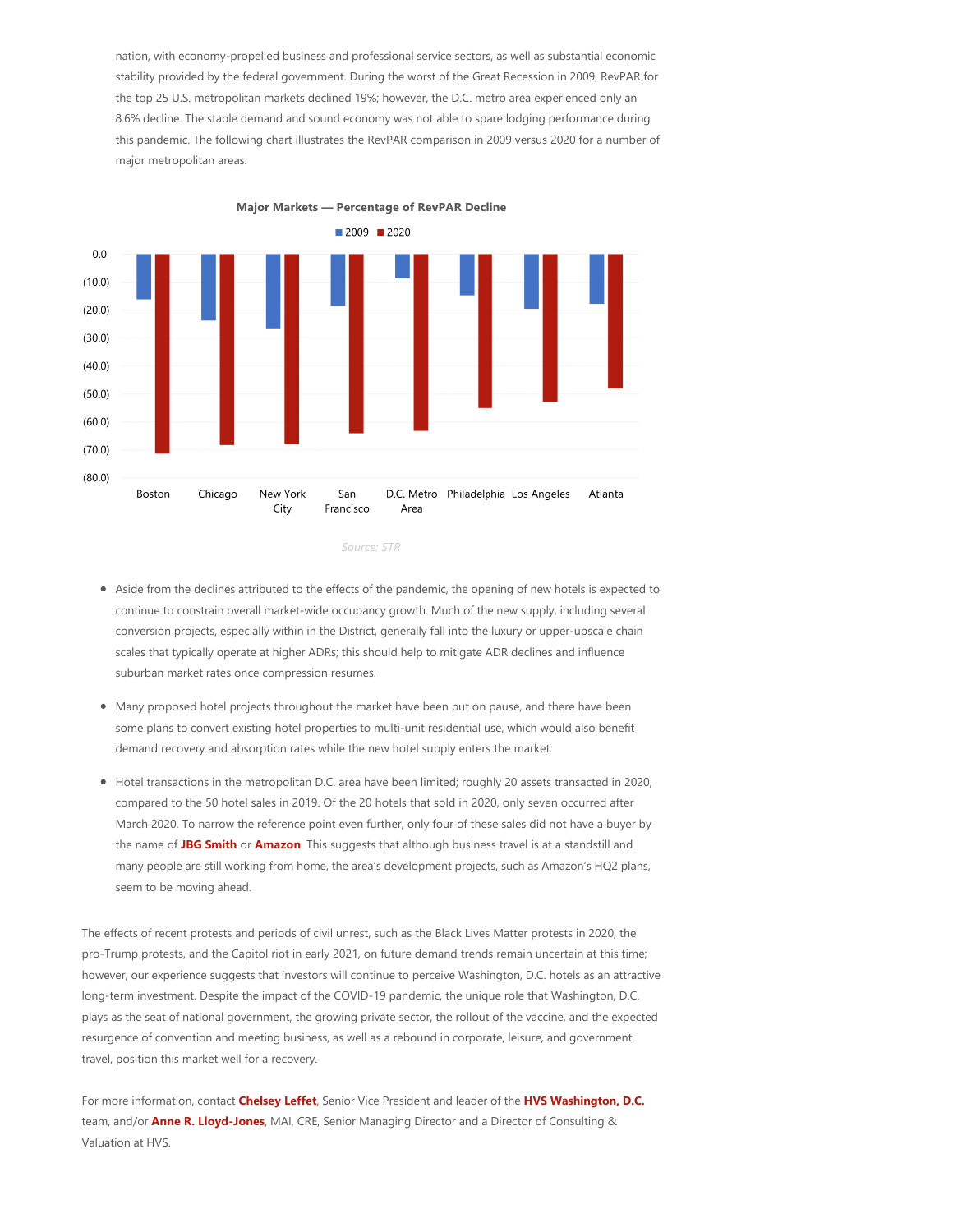nation, with economy-propelled business and professional service sectors, as well as substantial economic stability provided by the federal government. During the worst of the Great Recession in 2009, RevPAR for the top 25 U.S. metropolitan markets declined 19%; however, the D.C. metro area experienced only an 8.6% decline. The stable demand and sound economy was not able to spare lodging performance during this pandemic. The following chart illustrates the RevPAR comparison in 2009 versus 2020 for a number of major metropolitan areas.

**Major Markets — Percentage of RevPAR Decline**

Source: STR

- Aside from the declines attributed to the effects of the pandemic, the opening of new hotels is expected to continue to constrain overall market-wide occupancy growth. Much of the new supply, including several conversion projects, especially within in the District, generally fall into the luxury or upper-upscale chain scales that typically operate at higher ADRs; this should help to mitigate ADR declines and influence suburban market rates once compression resumes.
- Many proposed hotel projects throughout the market have been put on pause, and there have been some plans to convert existing hotel properties to multi-unit residential use, which would also benefit demand recovery and absorption rates while the new hotel supply enters the market.
- Hotel transactions in the metropolitan D.C. area have been limited; roughly 20 assets transacted in 2020, compared to the 50 hotel sales in 2019. Of the 20 hotels that sold in 2020, only seven occurred after March 2020. To narrow the reference point even further, only four of these sales did not have a buyer by the name of **JBG Smith** or **Amazon**. This suggests that although business travel is at a standstill and many people are still working from home, the area's development projects, such as Amazon's HQ2 plans, seem to be moving ahead.

The effects of recent protests and periods of civil unrest, such as the Black Lives Matter protests in 2020, the pro-Trump protests, and the Capitol riot in early 2021, on future demand trends remain uncertain at this time; however, our experience suggests that investors will continue to perceive Washington, D.C. hotels as an attractive long-term investment. Despite the impact of the COVID-19 pandemic, the unique role that Washington, D.C. plays as the seat of national government, the growing private sector, the rollout of the vaccine, and the expected resurgence of convention and meeting business, as well as a rebound in corporate, leisure, and government travel, position this market well for a recovery.

For more information, contact **Chelsey Leffet**, Senior Vice President and leader of the **HVS Washington, D.C.** team, and/or **Anne R. Lloyd-Jones**, MAI, CRE, Senior Managing Director and a Director of Consulting & Valuation at HVS.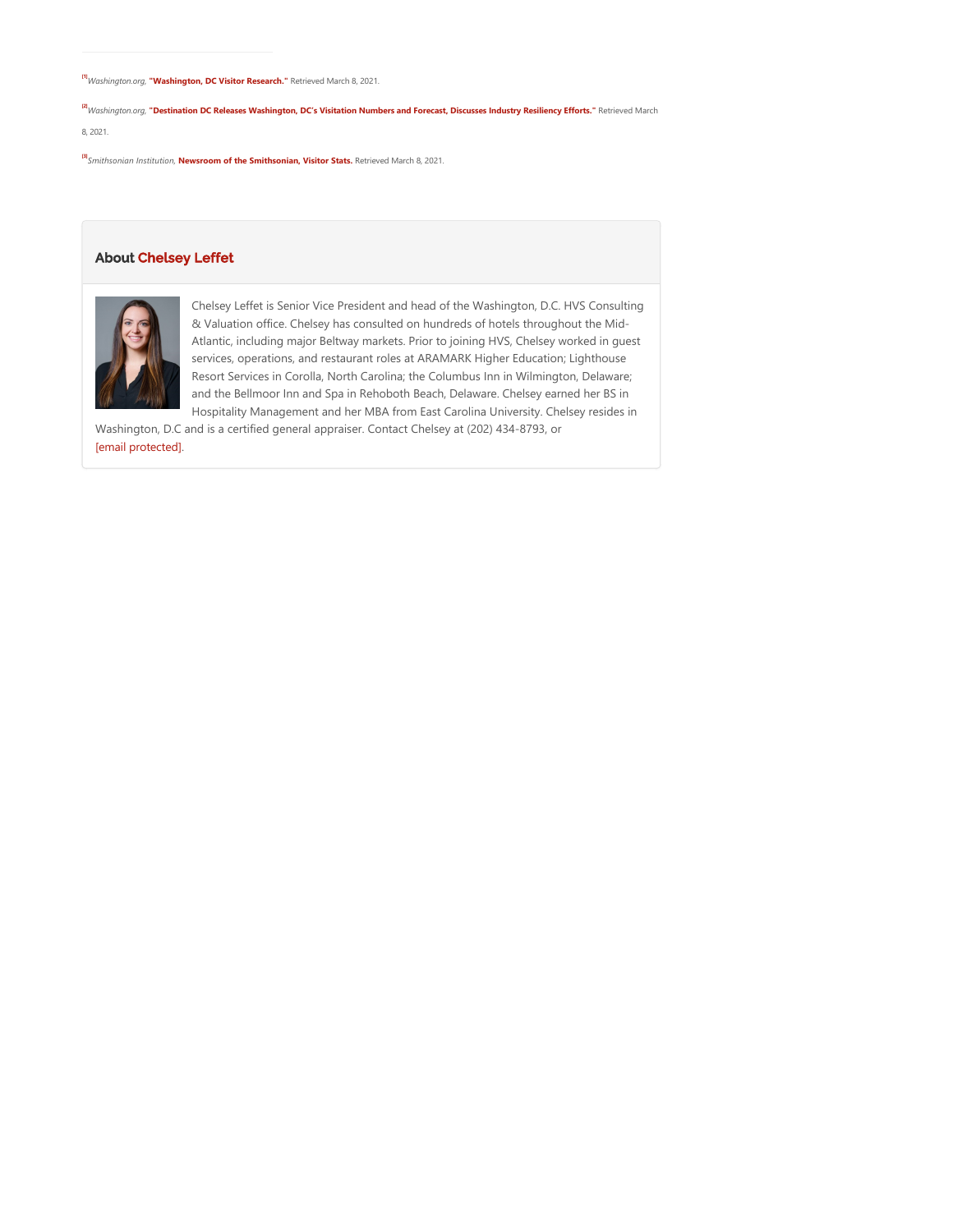[1] *Washington.org,* **"Washington, DC Visitor Research."** Retrieved March 8, 2021.

[2] *Washington.org,* **"Destination DC Releases Washington, DC's Visitation Numbers and Forecast, Discusses Industry Resiliency Efforts."** Retrieved March 8, 2021.

[3] *Smithsonian Institution,* **Newsroom of the Smithsonian, Visitor Stats.** Retrieved March 8, 2021.

## About Chelsey Leffet

Chelsey Leffet is Senior Vice President and head of the Washington, D.C. HVS Consulting & Valuation office. Chelsey has consulted on hundreds of hotels throughout the Mid-Atlantic, including major Beltway markets. Prior to joining HVS, Chelsey worked in guest services, operations, and restaurant roles at ARAMARK Higher Education; Lighthouse Resort Services in Corolla, North Carolina; the Columbus Inn in Wilmington, Delaware; and the Bellmoor Inn and Spa in Rehoboth Beach, Delaware. Chelsey earned her BS in Hospitality Management and her MBA from East Carolina University. Chelsey resides in Washington, D.C and is a certified general appraiser. Contact Chelsey at (202) 434-8793, or [email protected].